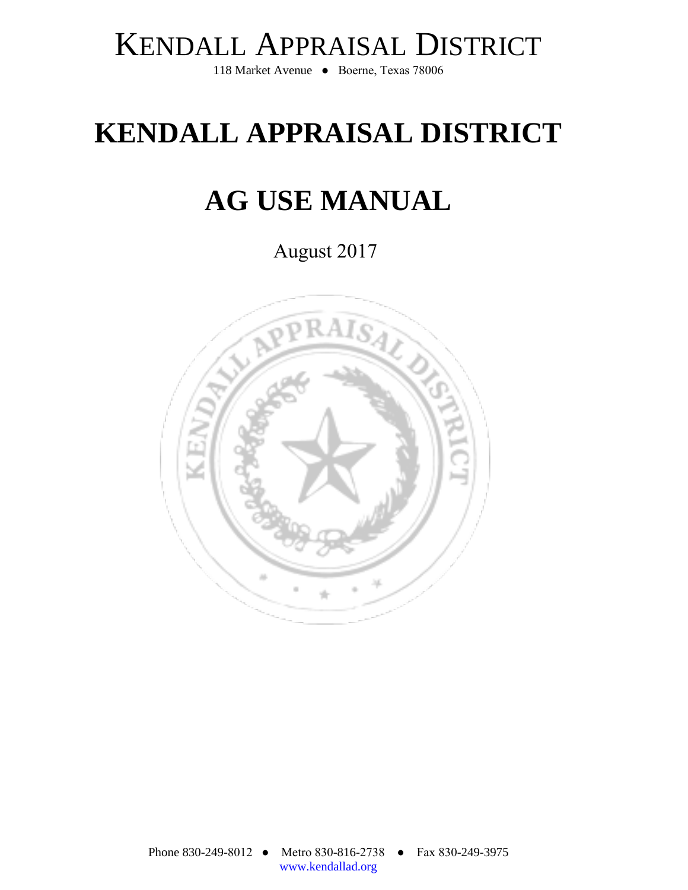KENDALL APPRAISAL DISTRICT

118 Market Avenue ● Boerne, Texas 78006

# KENDALL APPRAISAL DISTRICT

# AG USE MANUAL

August 2017

Phone 830-249-8012 ● Metro 830-816-2738 ● Fax 830-249-3975

www.kendallad.org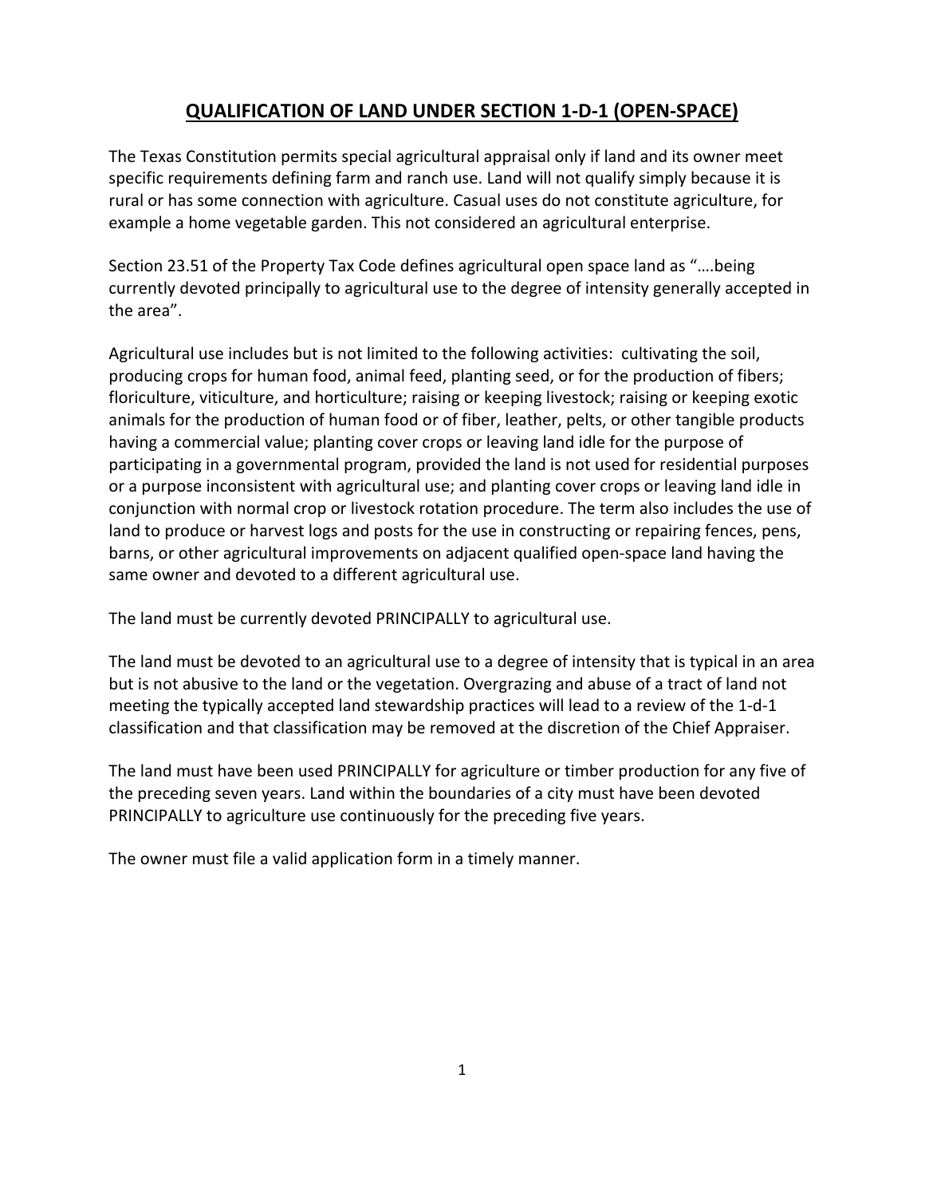## QUALIFICATION OF LAND UNDER SECTION 1-D-1 (OPEN-SPACE)

The Texas Constitution permits special agricultural appraisal only if land and its owner meet specific requirements defining farm and ranch use. Land will not qualify simply because it is rural or has some connection with agriculture. Casual uses do not constitute agriculture, for example a home vegetable garden. This not considered an agricultural enterprise.

Section 23.51 of the Property Tax Code defines agricultural open space land as "….being currently devoted principally to agricultural use to the degree of intensity generally accepted in the area".

Agricultural use includes but is not limited to the following activities: cultivating the soil, producing crops for human food, animal feed, planting seed, or for the production of fibers; floriculture, viticulture, and horticulture; raising or keeping livestock; raising or keeping exotic animals for the production of human food or of fiber, leather, pelts, or other tangible products having a commercial value; planting cover crops or leaving land idle for the purpose of participating in a governmental program, provided the land is not used for residential purposes or a purpose inconsistent with agricultural use; and planting cover crops or leaving land idle in conjunction with normal crop or livestock rotation procedure. The term also includes the use of land to produce or harvest logs and posts for the use in constructing or repairing fences, pens, barns, or other agricultural improvements on adjacent qualified open-space land having the same owner and devoted to a different agricultural use.

The land must be currently devoted PRINCIPALLY to agricultural use.

The land must be devoted to an agricultural use to a degree of intensity that is typical in an area but is not abusive to the land or the vegetation. Overgrazing and abuse of a tract of land not meeting the typically accepted land stewardship practices will lead to a review of the 1-d-1 classification and that classification may be removed at the discretion of the Chief Appraiser.

The land must have been used PRINCIPALLY for agriculture or timber production for any five of the preceding seven years. Land within the boundaries of a city must have been devoted PRINCIPALLY to agriculture use continuously for the preceding five years.

The owner must file a valid application form in a timely manner.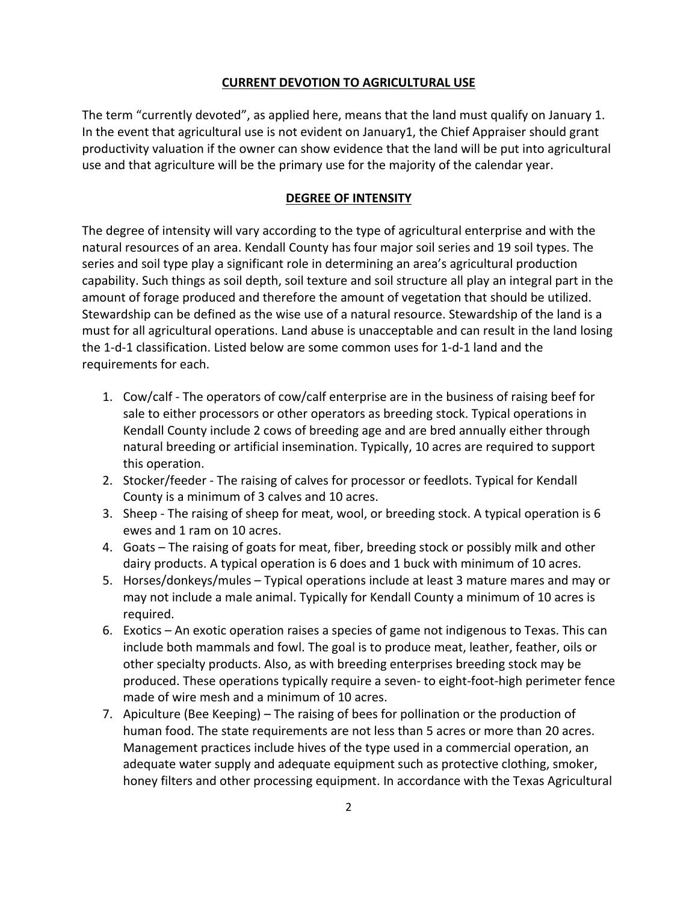## CURRENT DEVOTION TO AGRICULTURAL USE

The term "currently devoted", as applied here, means that the land must qualify on January 1. In the event that agricultural use is not evident on January1, the Chief Appraiser should grant productivity valuation if the owner can show evidence that the land will be put into agricultural use and that agriculture will be the primary use for the majority of the calendar year.

## DEGREE OF INTENSITY

The degree of intensity will vary according to the type of agricultural enterprise and with the natural resources of an area. Kendall County has four major soil series and 19 soil types. The series and soil type play a significant role in determining an area's agricultural production capability. Such things as soil depth, soil texture and soil structure all play an integral part in the amount of forage produced and therefore the amount of vegetation that should be utilized. Stewardship can be defined as the wise use of a natural resource. Stewardship of the land is a must for all agricultural operations. Land abuse is unacceptable and can result in the land losing the 1-d-1 classification. Listed below are some common uses for 1-d-1 land and the requirements for each.

1. Cow/calf - The operators of cow/calf enterprise are in the business of raising beef for sale to either processors or other operators as breeding stock. Typical operations in Kendall County include 2 cows of breeding age and are bred annually either through natural breeding or artificial insemination. Typically, 10 acres are required to support this operation.
2. Stocker/feeder - The raising of calves for processor or feedlots. Typical for Kendall County is a minimum of 3 calves and 10 acres.
3. Sheep - The raising of sheep for meat, wool, or breeding stock. A typical operation is 6 ewes and 1 ram on 10 acres.
4. Goats – The raising of goats for meat, fiber, breeding stock or possibly milk and other dairy products. A typical operation is 6 does and 1 buck with minimum of 10 acres.
5. Horses/donkeys/mules – Typical operations include at least 3 mature mares and may or may not include a male animal. Typically for Kendall County a minimum of 10 acres is required.
6. Exotics – An exotic operation raises a species of game not indigenous to Texas. This can include both mammals and fowl. The goal is to produce meat, leather, feather, oils or other specialty products. Also, as with breeding enterprises breeding stock may be produced. These operations typically require a seven- to eight-foot-high perimeter fence made of wire mesh and a minimum of 10 acres.
7. Apiculture (Bee Keeping) – The raising of bees for pollination or the production of human food. The state requirements are not less than 5 acres or more than 20 acres. Management practices include hives of the type used in a commercial operation, an adequate water supply and adequate equipment such as protective clothing, smoker, honey filters and other processing equipment. In accordance with the Texas Agricultural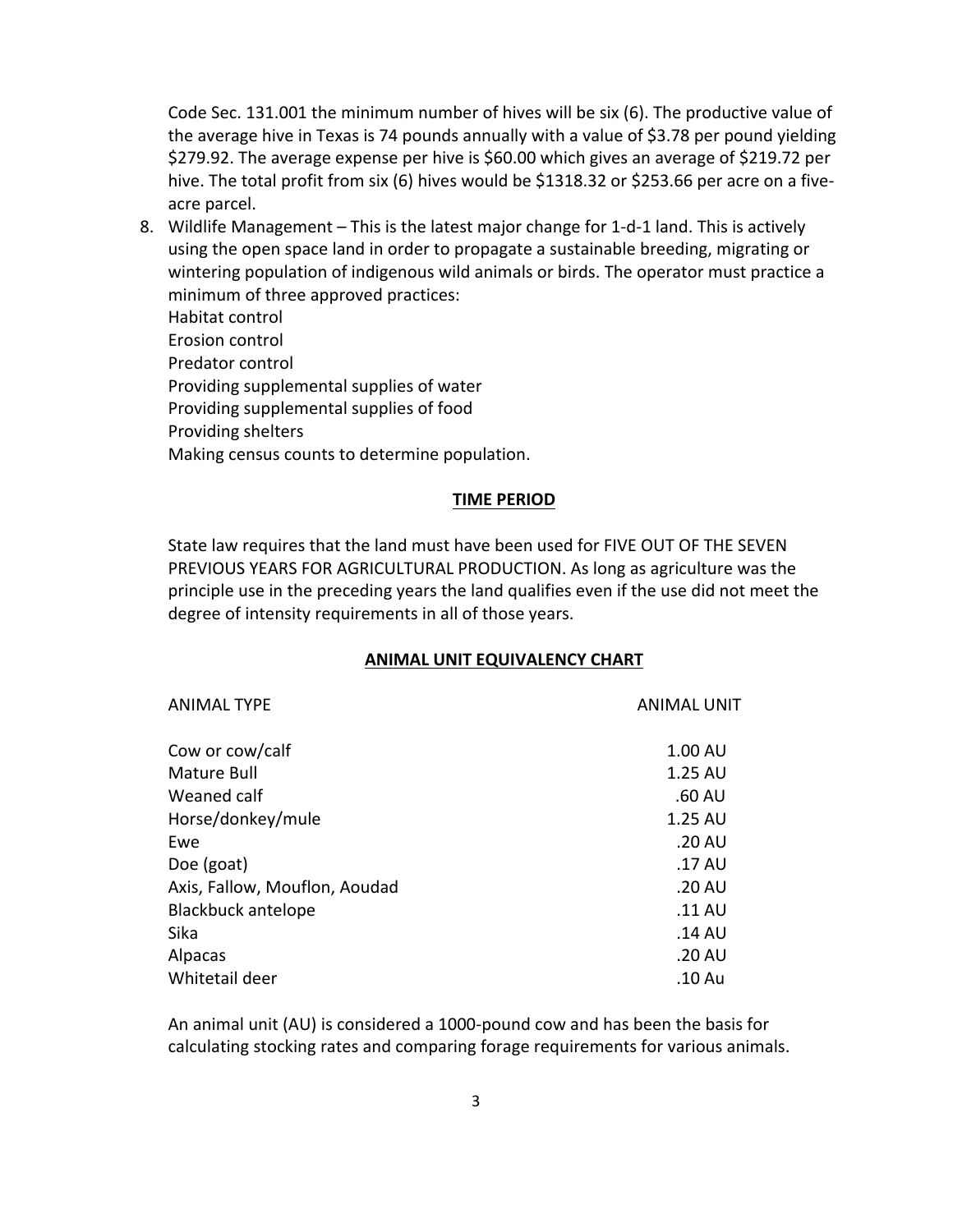Code Sec. 131.001 the minimum number of hives will be six (6). The productive value of the average hive in Texas is 74 pounds annually with a value of $3.78 per pound yielding $279.92. The average expense per hive is $60.00 which gives an average of $219.72 per hive. The total profit from six (6) hives would be $1318.32 or $253.66 per acre on a five-acre parcel.

8. Wildlife Management – This is the latest major change for 1-d-1 land. This is actively using the open space land in order to propagate a sustainable breeding, migrating or wintering population of indigenous wild animals or birds. The operator must practice a minimum of three approved practices:
   Habitat control
   Erosion control
   Predator control
   Providing supplemental supplies of water
   Providing supplemental supplies of food
   Providing shelters
   Making census counts to determine population.

## TIME PERIOD

State law requires that the land must have been used for FIVE OUT OF THE SEVEN PREVIOUS YEARS FOR AGRICULTURAL PRODUCTION. As long as agriculture was the principle use in the preceding years the land qualifies even if the use did not meet the degree of intensity requirements in all of those years.

## ANIMAL UNIT EQUIVALENCY CHART

| ANIMAL TYPE | ANIMAL UNIT |
|---|---|
| Cow or cow/calf | 1.00 AU |
| Mature Bull | 1.25 AU |
| Weaned calf | .60 AU |
| Horse/donkey/mule | 1.25 AU |
| Ewe | .20 AU |
| Doe (goat) | .17 AU |
| Axis, Fallow, Mouflon, Aoudad | .20 AU |
| Blackbuck antelope | .11 AU |
| Sika | .14 AU |
| Alpacas | .20 AU |
| Whitetail deer | .10 Au |

An animal unit (AU) is considered a 1000-pound cow and has been the basis for calculating stocking rates and comparing forage requirements for various animals.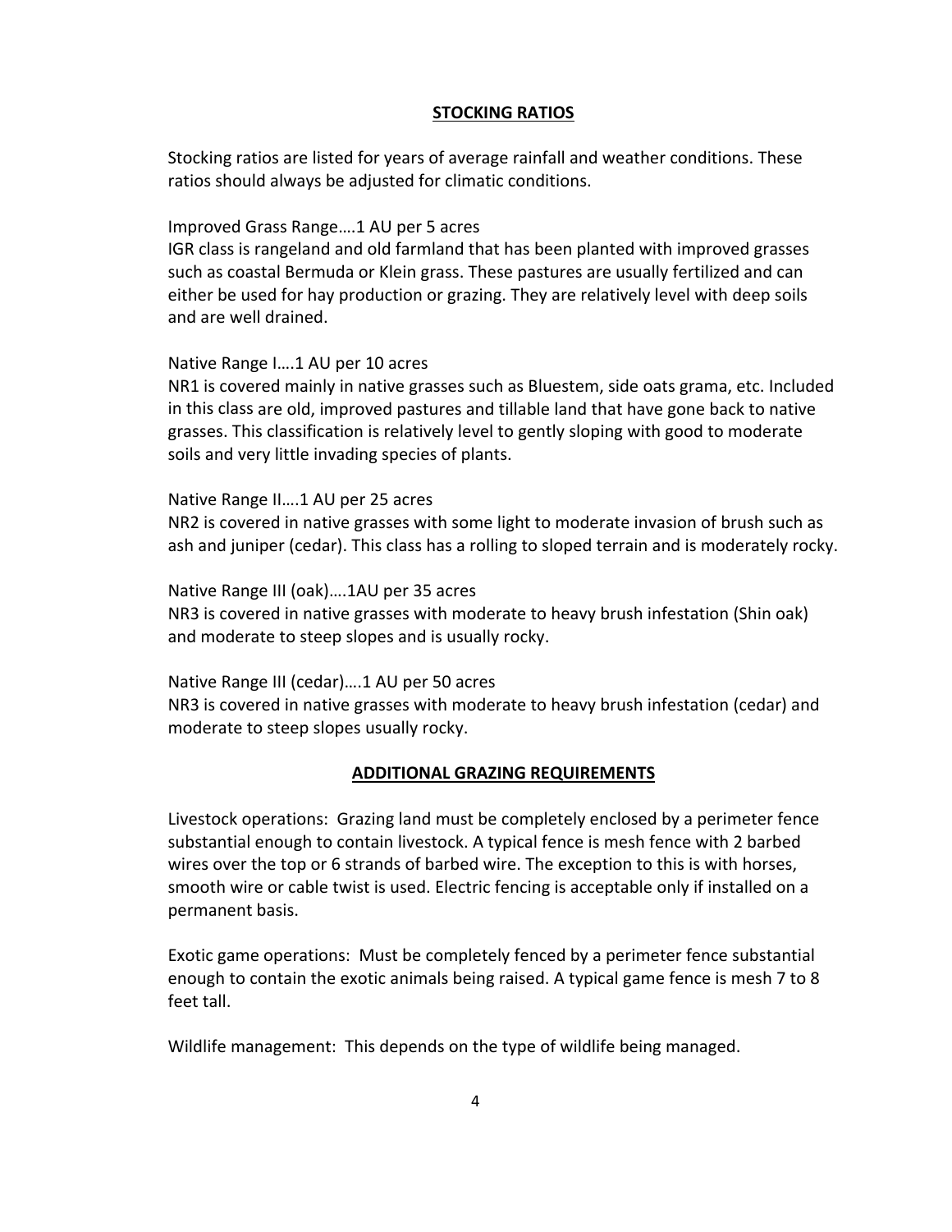## STOCKING RATIOS

Stocking ratios are listed for years of average rainfall and weather conditions. These ratios should always be adjusted for climatic conditions.

Improved Grass Range….1 AU per 5 acres
IGR class is rangeland and old farmland that has been planted with improved grasses such as coastal Bermuda or Klein grass. These pastures are usually fertilized and can either be used for hay production or grazing. They are relatively level with deep soils and are well drained.

Native Range I….1 AU per 10 acres
NR1 is covered mainly in native grasses such as Bluestem, side oats grama, etc. Included in this class are old, improved pastures and tillable land that have gone back to native grasses. This classification is relatively level to gently sloping with good to moderate soils and very little invading species of plants.

Native Range II….1 AU per 25 acres
NR2 is covered in native grasses with some light to moderate invasion of brush such as ash and juniper (cedar). This class has a rolling to sloped terrain and is moderately rocky.

Native Range III (oak)….1AU per 35 acres
NR3 is covered in native grasses with moderate to heavy brush infestation (Shin oak) and moderate to steep slopes and is usually rocky.

Native Range III (cedar)….1 AU per 50 acres
NR3 is covered in native grasses with moderate to heavy brush infestation (cedar) and moderate to steep slopes usually rocky.

## ADDITIONAL GRAZING REQUIREMENTS

Livestock operations: Grazing land must be completely enclosed by a perimeter fence substantial enough to contain livestock. A typical fence is mesh fence with 2 barbed wires over the top or 6 strands of barbed wire. The exception to this is with horses, smooth wire or cable twist is used. Electric fencing is acceptable only if installed on a permanent basis.

Exotic game operations: Must be completely fenced by a perimeter fence substantial enough to contain the exotic animals being raised. A typical game fence is mesh 7 to 8 feet tall.

Wildlife management: This depends on the type of wildlife being managed.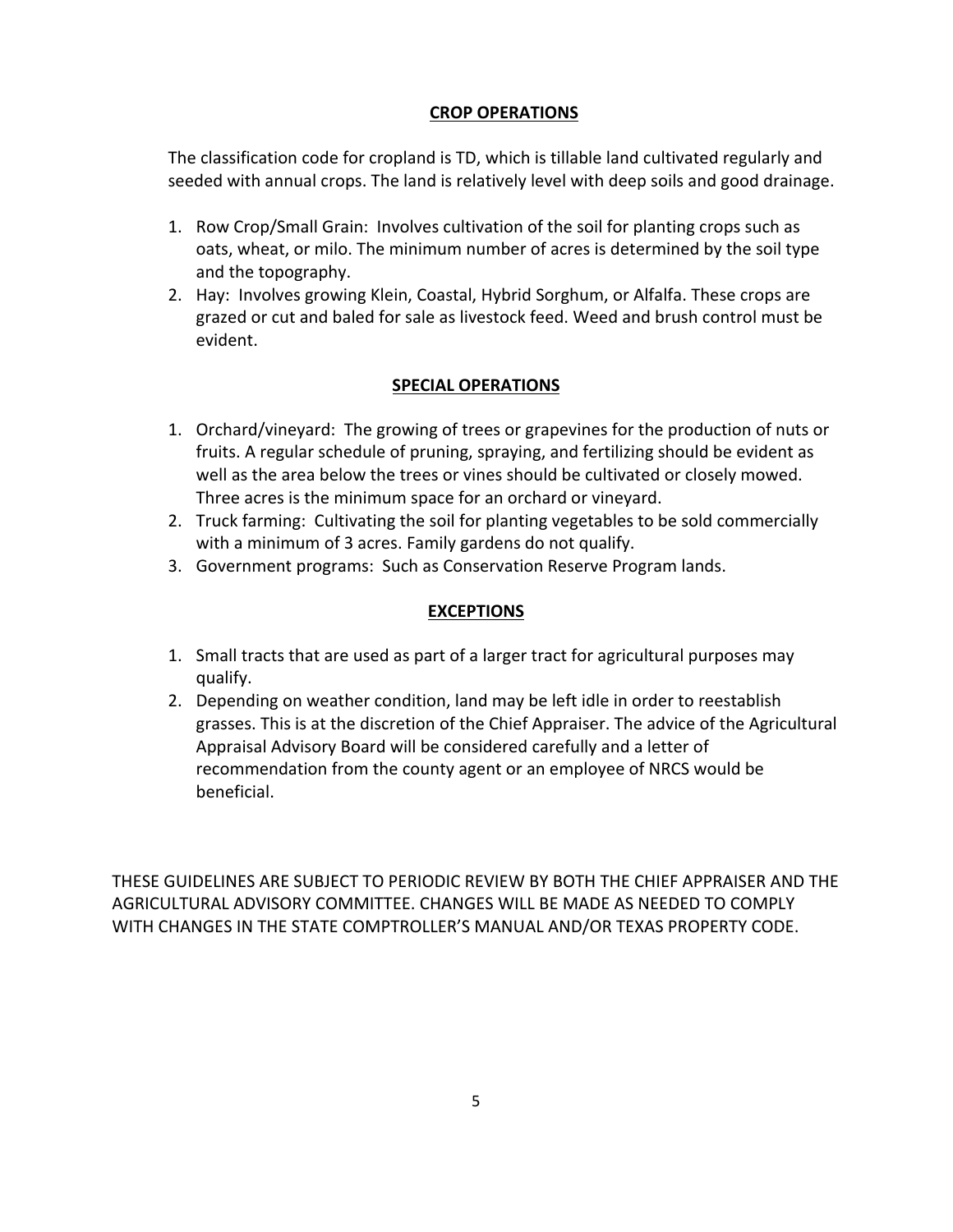## CROP OPERATIONS

The classification code for cropland is TD, which is tillable land cultivated regularly and seeded with annual crops. The land is relatively level with deep soils and good drainage.

1. Row Crop/Small Grain: Involves cultivation of the soil for planting crops such as oats, wheat, or milo. The minimum number of acres is determined by the soil type and the topography.
2. Hay: Involves growing Klein, Coastal, Hybrid Sorghum, or Alfalfa. These crops are grazed or cut and baled for sale as livestock feed. Weed and brush control must be evident.

## SPECIAL OPERATIONS

1. Orchard/vineyard: The growing of trees or grapevines for the production of nuts or fruits. A regular schedule of pruning, spraying, and fertilizing should be evident as well as the area below the trees or vines should be cultivated or closely mowed. Three acres is the minimum space for an orchard or vineyard.
2. Truck farming: Cultivating the soil for planting vegetables to be sold commercially with a minimum of 3 acres. Family gardens do not qualify.
3. Government programs: Such as Conservation Reserve Program lands.

## EXCEPTIONS

1. Small tracts that are used as part of a larger tract for agricultural purposes may qualify.
2. Depending on weather condition, land may be left idle in order to reestablish grasses. This is at the discretion of the Chief Appraiser. The advice of the Agricultural Appraisal Advisory Board will be considered carefully and a letter of recommendation from the county agent or an employee of NRCS would be beneficial.

THESE GUIDELINES ARE SUBJECT TO PERIODIC REVIEW BY BOTH THE CHIEF APPRAISER AND THE AGRICULTURAL ADVISORY COMMITTEE. CHANGES WILL BE MADE AS NEEDED TO COMPLY WITH CHANGES IN THE STATE COMPTROLLER'S MANUAL AND/OR TEXAS PROPERTY CODE.